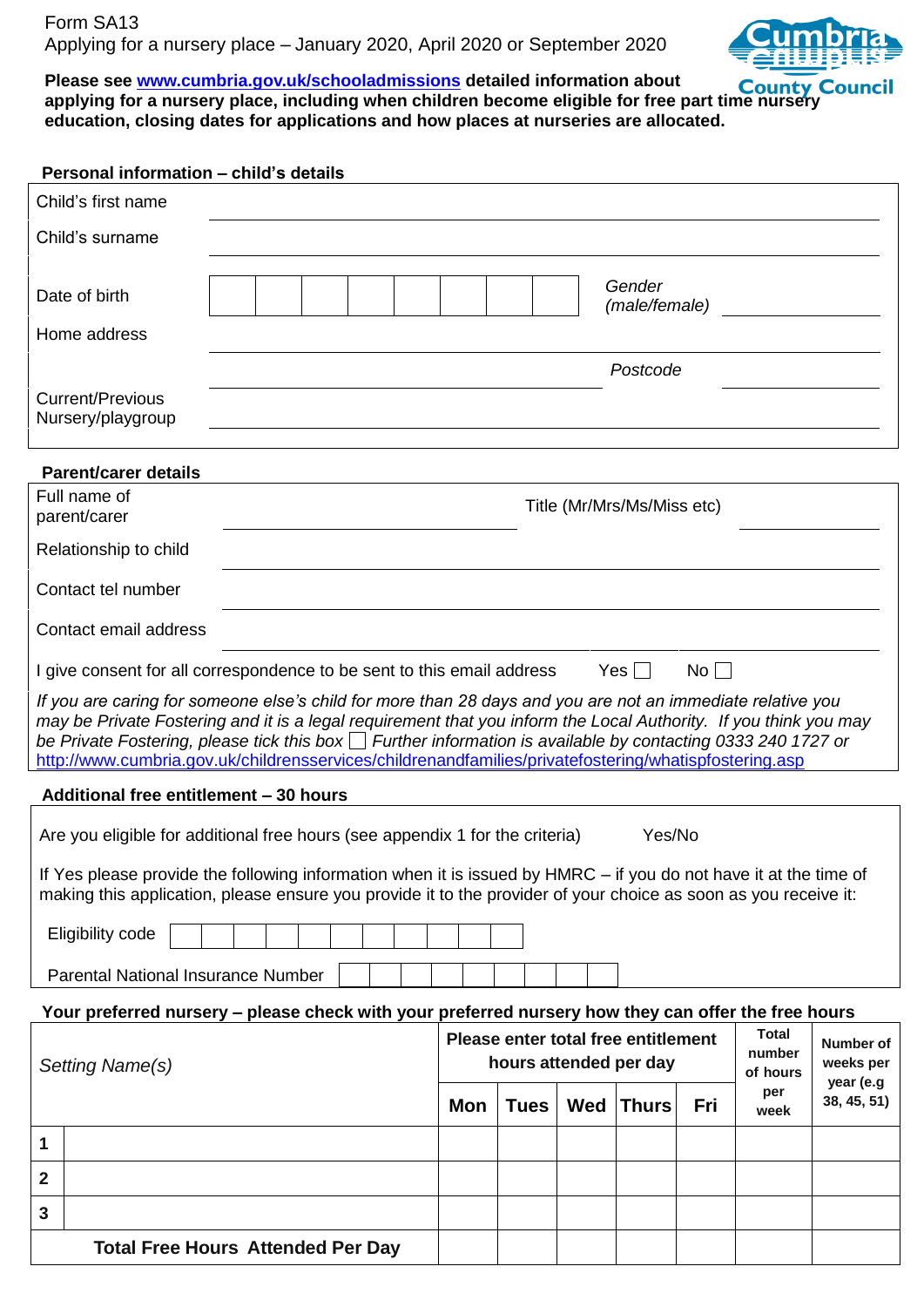Form SA13

Applying for a nursery place – January 2020, April 2020 or September 2020

**Please see [www.cumbria.gov.uk/schooladmissions](http://www.cumbria.gov.uk/schooladmissions) detailed information about applying for a nursery place, including when children become eligible for free part time nursery education, closing dates for applications and how places at nurseries are allocated.**

## Personal information – child's details

| | |
|---|---|
| Child's first name | |
| Child's surname | |
| Date of birth | \| \| \| \| \| \| \| \| \| *Gender (male/female)* ______ |
| Home address | |
| | *Postcode* ______ |
| Current/Previous Nursery/playgroup | |

## Parent/carer details

| | |
|---|---|
| Full name of parent/carer | Title (Mr/Mrs/Ms/Miss etc) ______ |
| Relationship to child | |
| Contact tel number | |
| Contact email address | |

I give consent for all correspondence to be sent to this email address Yes ☐ No ☐

*If you are caring for someone else's child for more than 28 days and you are not an immediate relative you may be Private Fostering and it is a legal requirement that you inform the Local Authority. If you think you may be Private Fostering, please tick this box ☐ Further information is available by contacting 0333 240 1727 or* [http://www.cumbria.gov.uk/childrensservices/childrenandfamilies/privatefostering/whatispfostering.asp](http://www.cumbria.gov.uk/childrensservices/childrenandfamilies/privatefostering/whatispfostering.asp)

## Additional free entitlement – 30 hours

Are you eligible for additional free hours (see appendix 1 for the criteria) Yes/No

If Yes please provide the following information when it is issued by HMRC – if you do not have it at the time of making this application, please ensure you provide it to the provider of your choice as soon as you receive it:

Eligibility code | | | | | | | | | | | |

Parental National Insurance Number | | | | | | | | | |

## Your preferred nursery – please check with your preferred nursery how they can offer the free hours

| | *Setting Name(s)* | **Please enter total free entitlement hours attended per day** | | | | | **Total number of hours per week** | **Number of weeks per year (e.g 38, 45, 51)** |
|---|---|---|---|---|---|---|---|---|
| | | **Mon** | **Tues** | **Wed** | **Thurs** | **Fri** | | |
| **1** | | | | | | | | |
| **2** | | | | | | | | |
| **3** | | | | | | | | |
| | **Total Free Hours Attended Per Day** | | | | | | | |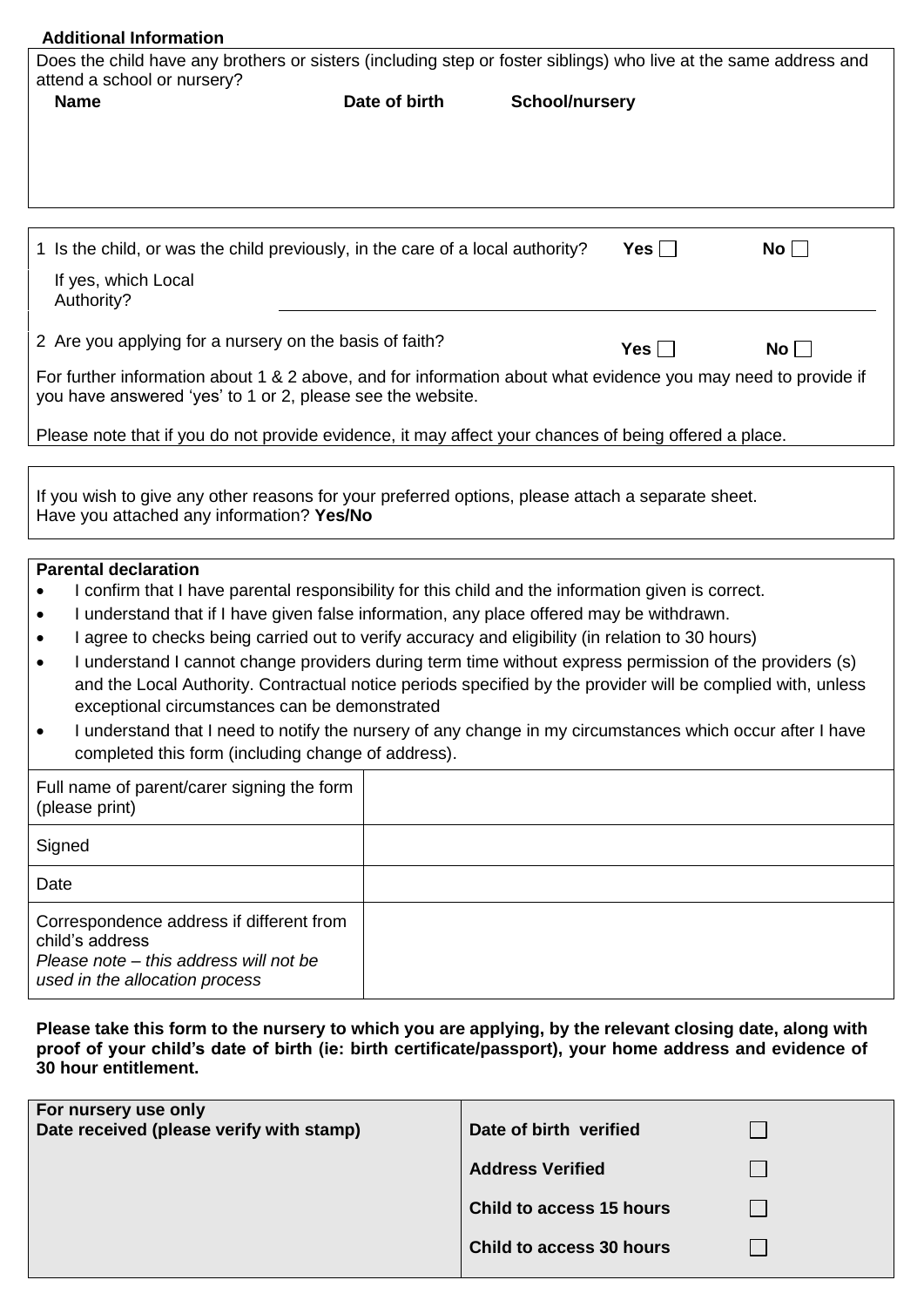**Additional Information**

Does the child have any brothers or sisters (including step or foster siblings) who live at the same address and attend a school or nursery?

| Name | Date of birth | School/nursery |
|---|---|---|
| | | |

1 Is the child, or was the child previously, in the care of a local authority? **Yes** ☐ **No** ☐

If yes, which Local Authority? ____________________

2 Are you applying for a nursery on the basis of faith? **Yes** ☐ **No** ☐

For further information about 1 & 2 above, and for information about what evidence you may need to provide if you have answered 'yes' to 1 or 2, please see the website.

Please note that if you do not provide evidence, it may affect your chances of being offered a place.

If you wish to give any other reasons for your preferred options, please attach a separate sheet.
Have you attached any information? **Yes/No**

**Parental declaration**

- I confirm that I have parental responsibility for this child and the information given is correct.
- I understand that if I have given false information, any place offered may be withdrawn.
- I agree to checks being carried out to verify accuracy and eligibility (in relation to 30 hours)
- I understand I cannot change providers during term time without express permission of the providers (s) and the Local Authority. Contractual notice periods specified by the provider will be complied with, unless exceptional circumstances can be demonstrated
- I understand that I need to notify the nursery of any change in my circumstances which occur after I have completed this form (including change of address).

| | |
|---|---|
| Full name of parent/carer signing the form (please print) | |
| Signed | |
| Date | |
| Correspondence address if different from child's address *Please note – this address will not be used in the allocation process* | |

**Please take this form to the nursery to which you are applying, by the relevant closing date, along with proof of your child's date of birth (ie: birth certificate/passport), your home address and evidence of 30 hour entitlement.**

| **For nursery use only** **Date received (please verify with stamp)** | | |
|---|---|---|
| | **Date of birth verified** | ☐ |
| | **Address Verified** | ☐ |
| | **Child to access 15 hours** | ☐ |
| | **Child to access 30 hours** | ☐ |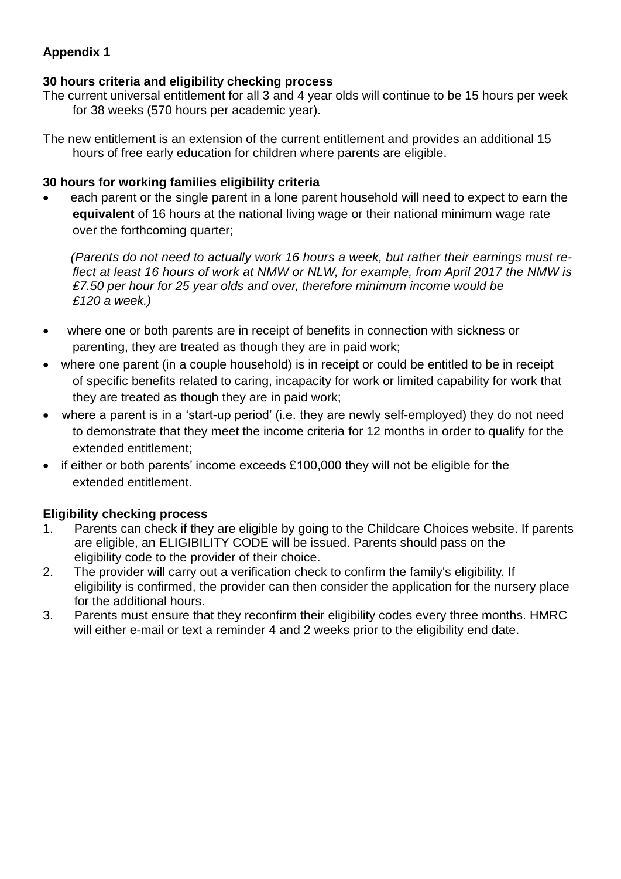**Appendix 1**

**30 hours criteria and eligibility checking process**

The current universal entitlement for all 3 and 4 year olds will continue to be 15 hours per week for 38 weeks (570 hours per academic year).

The new entitlement is an extension of the current entitlement and provides an additional 15 hours of free early education for children where parents are eligible.

**30 hours for working families eligibility criteria**

- each parent or the single parent in a lone parent household will need to expect to earn the **equivalent** of 16 hours at the national living wage or their national minimum wage rate over the forthcoming quarter;

  *(Parents do not need to actually work 16 hours a week, but rather their earnings must reflect at least 16 hours of work at NMW or NLW, for example, from April 2017 the NMW is £7.50 per hour for 25 year olds and over, therefore minimum income would be £120 a week.)*

- where one or both parents are in receipt of benefits in connection with sickness or parenting, they are treated as though they are in paid work;
- where one parent (in a couple household) is in receipt or could be entitled to be in receipt of specific benefits related to caring, incapacity for work or limited capability for work that they are treated as though they are in paid work;
- where a parent is in a 'start-up period' (i.e. they are newly self-employed) they do not need to demonstrate that they meet the income criteria for 12 months in order to qualify for the extended entitlement;
- if either or both parents' income exceeds £100,000 they will not be eligible for the extended entitlement.

**Eligibility checking process**

1. Parents can check if they are eligible by going to the Childcare Choices website. If parents are eligible, an ELIGIBILITY CODE will be issued. Parents should pass on the eligibility code to the provider of their choice.
2. The provider will carry out a verification check to confirm the family's eligibility. If eligibility is confirmed, the provider can then consider the application for the nursery place for the additional hours.
3. Parents must ensure that they reconfirm their eligibility codes every three months. HMRC will either e-mail or text a reminder 4 and 2 weeks prior to the eligibility end date.